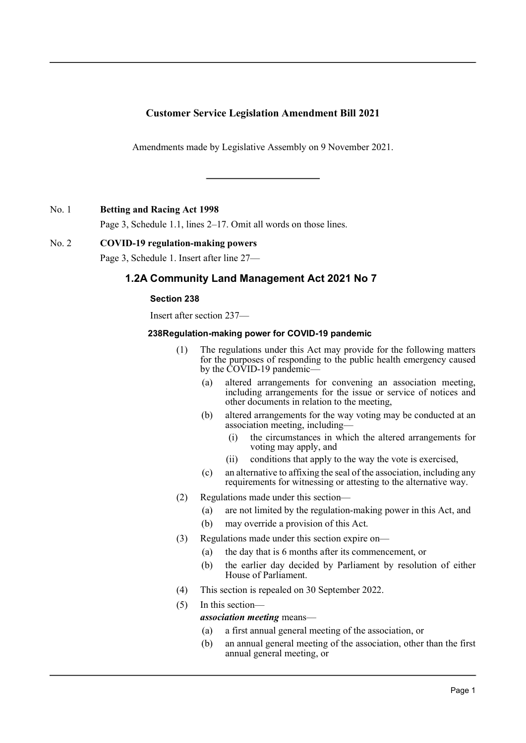## Customer Service Legislation Amendment Bill 2021

Amendments made by Legislative Assembly on 9 November 2021.

---

No. 1 **Betting and Racing Act 1998**

Page 3, Schedule 1.1, lines 2–17. Omit all words on those lines.

No. 2 **COVID-19 regulation-making powers**

Page 3, Schedule 1. Insert after line 27—

### 1.2A Community Land Management Act 2021 No 7

**Section 238**

Insert after section 237—

**238 Regulation-making power for COVID-19 pandemic**

(1) The regulations under this Act may provide for the following matters for the purposes of responding to the public health emergency caused by the COVID-19 pandemic—

(a) altered arrangements for convening an association meeting, including arrangements for the issue or service of notices and other documents in relation to the meeting,

(b) altered arrangements for the way voting may be conducted at an association meeting, including—

(i) the circumstances in which the altered arrangements for voting may apply, and

(ii) conditions that apply to the way the vote is exercised,

(c) an alternative to affixing the seal of the association, including any requirements for witnessing or attesting to the alternative way.

(2) Regulations made under this section—

(a) are not limited by the regulation-making power in this Act, and

(b) may override a provision of this Act.

(3) Regulations made under this section expire on—

(a) the day that is 6 months after its commencement, or

(b) the earlier day decided by Parliament by resolution of either House of Parliament.

(4) This section is repealed on 30 September 2022.

(5) In this section—

***association meeting*** means—

(a) a first annual general meeting of the association, or

(b) an annual general meeting of the association, other than the first annual general meeting, or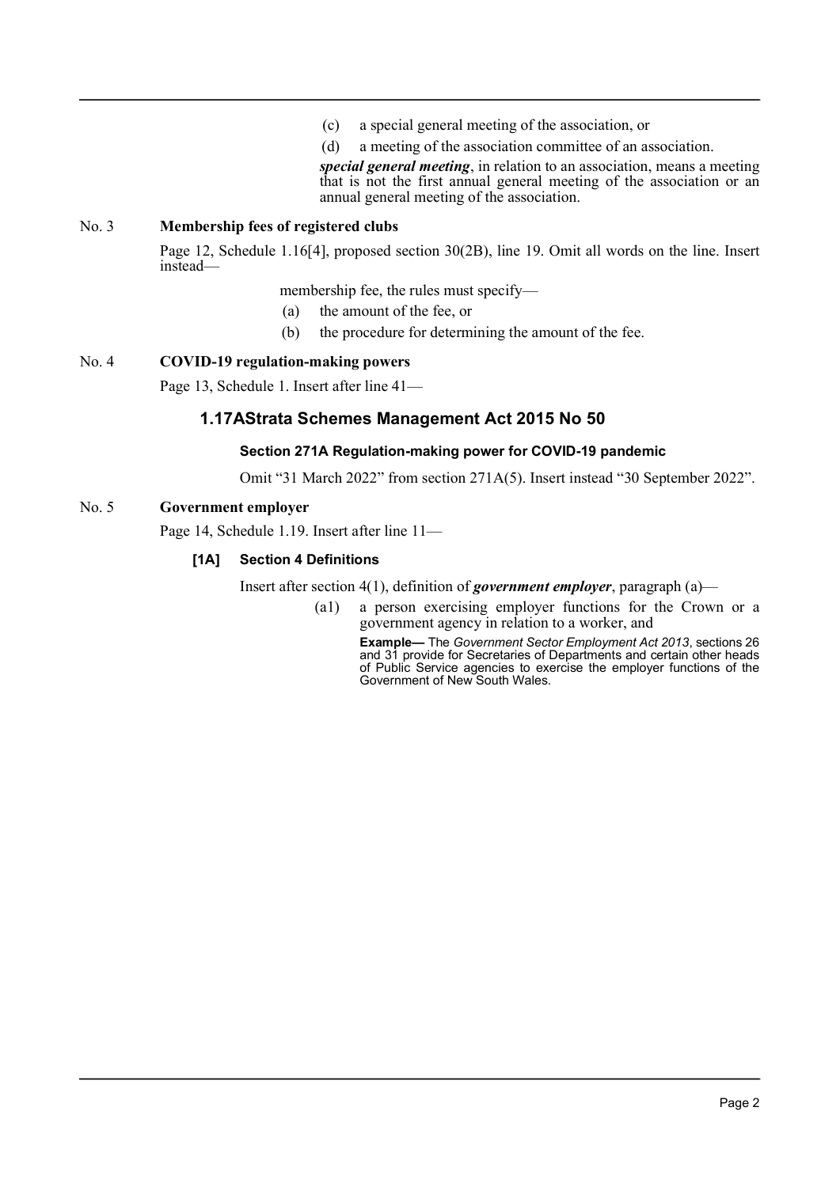(c) a special general meeting of the association, or

(d) a meeting of the association committee of an association.

***special general meeting***, in relation to an association, means a meeting that is not the first annual general meeting of the association or an annual general meeting of the association.

**No. 3 Membership fees of registered clubs**

Page 12, Schedule 1.16[4], proposed section 30(2B), line 19. Omit all words on the line. Insert instead—

membership fee, the rules must specify—

(a) the amount of the fee, or

(b) the procedure for determining the amount of the fee.

**No. 4 COVID-19 regulation-making powers**

Page 13, Schedule 1. Insert after line 41—

## 1.17A Strata Schemes Management Act 2015 No 50

**Section 271A Regulation-making power for COVID-19 pandemic**

Omit "31 March 2022" from section 271A(5). Insert instead "30 September 2022".

**No. 5 Government employer**

Page 14, Schedule 1.19. Insert after line 11—

**[1A] Section 4 Definitions**

Insert after section 4(1), definition of ***government employer***, paragraph (a)—

(a1) a person exercising employer functions for the Crown or a government agency in relation to a worker, and

**Example—** The *Government Sector Employment Act 2013*, sections 26 and 31 provide for Secretaries of Departments and certain other heads of Public Service agencies to exercise the employer functions of the Government of New South Wales.